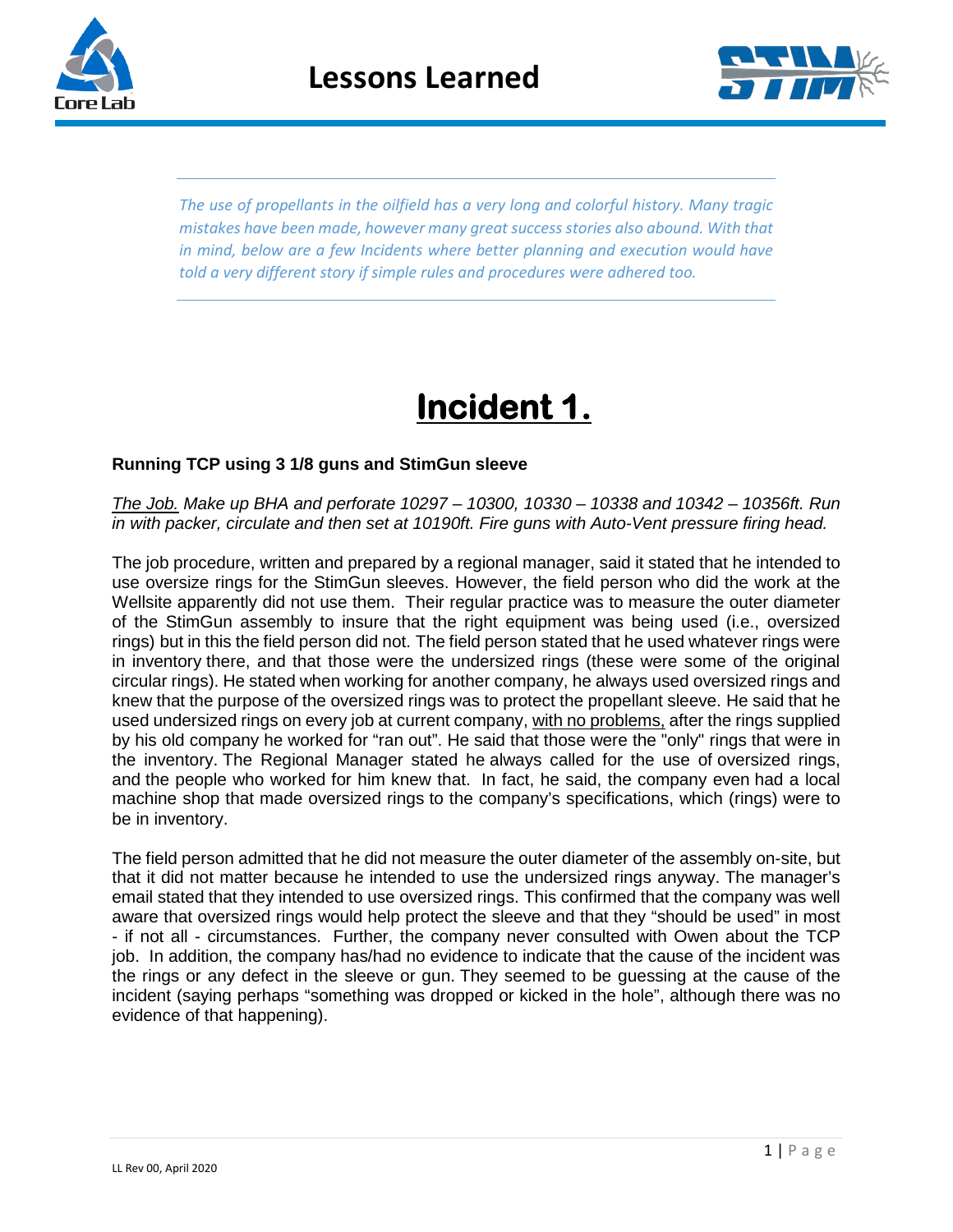# Lessons Learned

*The use of propellants in the oilfield has a very long and colorful history. Many tragic mistakes have been made, however many great success stories also abound. With that in mind, below are a few Incidents where better planning and execution would have told a very different story if simple rules and procedures were adhered too.*

## Incident 1.

**Running TCP using 3 1/8 guns and StimGun sleeve**

*The Job. Make up BHA and perforate 10297 – 10300, 10330 – 10338 and 10342 – 10356ft. Run in with packer, circulate and then set at 10190ft. Fire guns with Auto-Vent pressure firing head.*

The job procedure, written and prepared by a regional manager, said it stated that he intended to use oversize rings for the StimGun sleeves. However, the field person who did the work at the Wellsite apparently did not use them. Their regular practice was to measure the outer diameter of the StimGun assembly to insure that the right equipment was being used (i.e., oversized rings) but in this the field person did not. The field person stated that he used whatever rings were in inventory there, and that those were the undersized rings (these were some of the original circular rings). He stated when working for another company, he always used oversized rings and knew that the purpose of the oversized rings was to protect the propellant sleeve. He said that he used undersized rings on every job at current company, with no problems, after the rings supplied by his old company he worked for "ran out". He said that those were the "only" rings that were in the inventory. The Regional Manager stated he always called for the use of oversized rings, and the people who worked for him knew that. In fact, he said, the company even had a local machine shop that made oversized rings to the company's specifications, which (rings) were to be in inventory.

The field person admitted that he did not measure the outer diameter of the assembly on-site, but that it did not matter because he intended to use the undersized rings anyway. The manager's email stated that they intended to use oversized rings. This confirmed that the company was well aware that oversized rings would help protect the sleeve and that they "should be used" in most - if not all - circumstances. Further, the company never consulted with Owen about the TCP job. In addition, the company has/had no evidence to indicate that the cause of the incident was the rings or any defect in the sleeve or gun. They seemed to be guessing at the cause of the incident (saying perhaps "something was dropped or kicked in the hole", although there was no evidence of that happening).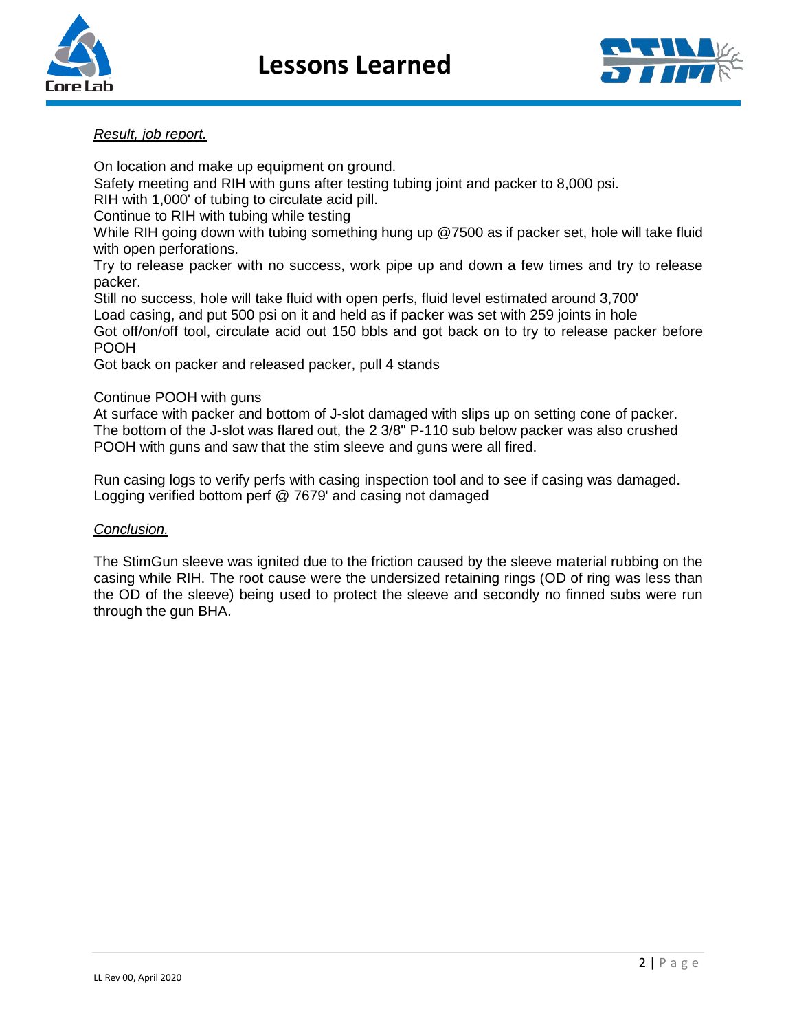*Result, job report.*

On location and make up equipment on ground.
Safety meeting and RIH with guns after testing tubing joint and packer to 8,000 psi.
RIH with 1,000' of tubing to circulate acid pill.
Continue to RIH with tubing while testing
While RIH going down with tubing something hung up @7500 as if packer set, hole will take fluid with open perforations.
Try to release packer with no success, work pipe up and down a few times and try to release packer.
Still no success, hole will take fluid with open perfs, fluid level estimated around 3,700'
Load casing, and put 500 psi on it and held as if packer was set with 259 joints in hole
Got off/on/off tool, circulate acid out 150 bbls and got back on to try to release packer before POOH
Got back on packer and released packer, pull 4 stands

Continue POOH with guns
At surface with packer and bottom of J-slot damaged with slips up on setting cone of packer.
The bottom of the J-slot was flared out, the 2 3/8" P-110 sub below packer was also crushed
POOH with guns and saw that the stim sleeve and guns were all fired.

Run casing logs to verify perfs with casing inspection tool and to see if casing was damaged.
Logging verified bottom perf @ 7679' and casing not damaged

*Conclusion.*

The StimGun sleeve was ignited due to the friction caused by the sleeve material rubbing on the casing while RIH. The root cause were the undersized retaining rings (OD of ring was less than the OD of the sleeve) being used to protect the sleeve and secondly no finned subs were run through the gun BHA.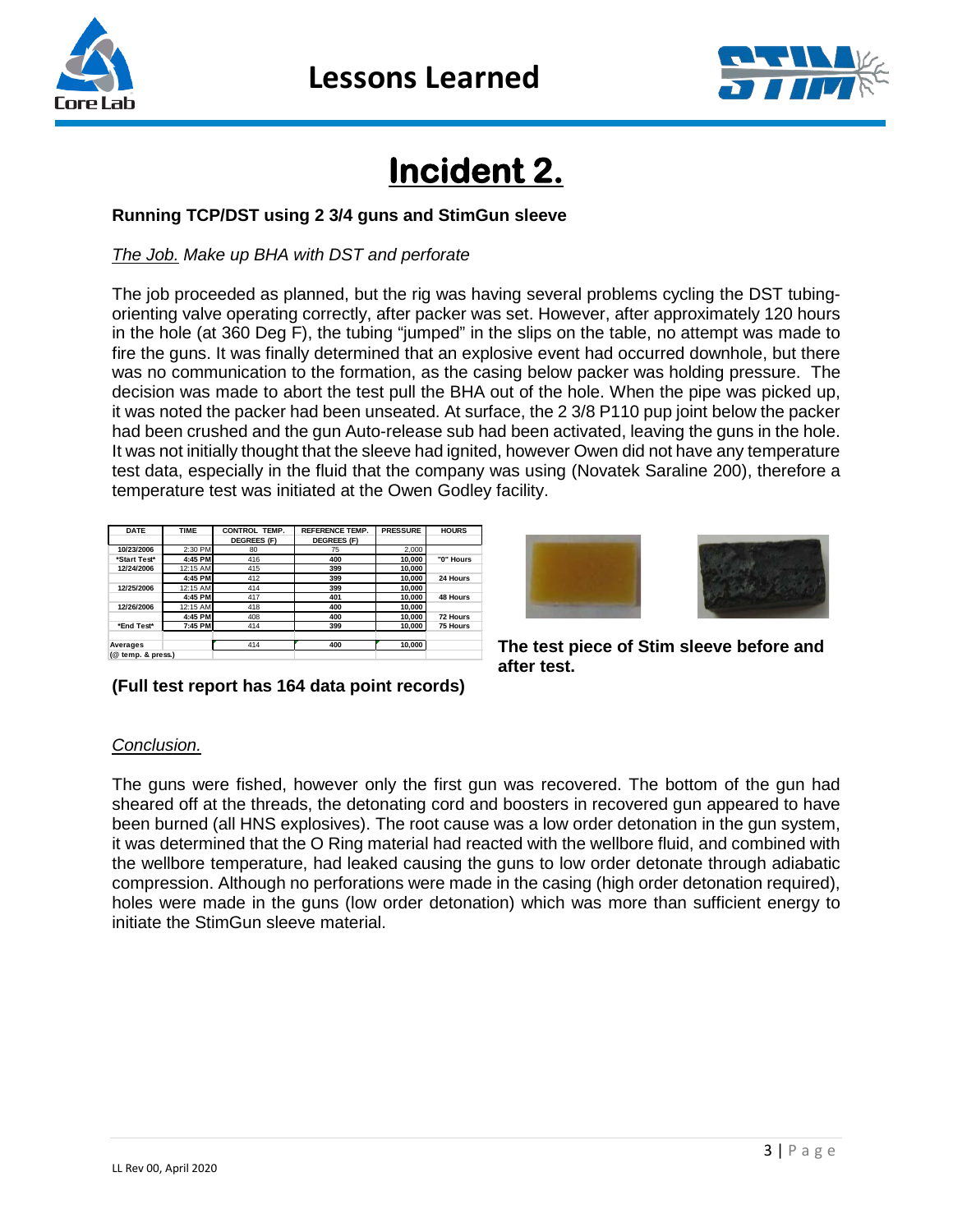# Incident 2.

**Running TCP/DST using 2 3/4 guns and StimGun sleeve**

*The Job. Make up BHA with DST and perforate*

The job proceeded as planned, but the rig was having several problems cycling the DST tubing-orienting valve operating correctly, after packer was set. However, after approximately 120 hours in the hole (at 360 Deg F), the tubing "jumped" in the slips on the table, no attempt was made to fire the guns. It was finally determined that an explosive event had occurred downhole, but there was no communication to the formation, as the casing below packer was holding pressure. The decision was made to abort the test pull the BHA out of the hole. When the pipe was picked up, it was noted the packer had been unseated. At surface, the 2 3/8 P110 pup joint below the packer had been crushed and the gun Auto-release sub had been activated, leaving the guns in the hole. It was not initially thought that the sleeve had ignited, however Owen did not have any temperature test data, especially in the fluid that the company was using (Novatek Saraline 200), therefore a temperature test was initiated at the Owen Godley facility.

| DATE | TIME | CONTROL TEMP. DEGREES (F) | REFERENCE TEMP. DEGREES (F) | PRESSURE | HOURS |
|---|---|---|---|---|---|
| 10/23/2006 | 2:30 PM | 80 | 75 | 2,000 | |
| \*Start Test\* | 4:45 PM | 416 | 400 | 10,000 | "0" Hours |
| 12/24/2006 | 12:15 AM | 415 | 399 | 10,000 | |
| | 4:45 PM | 412 | 399 | 10,000 | 24 Hours |
| 12/25/2006 | 12:15 AM | 414 | 399 | 10,000 | |
| | 4:45 PM | 417 | 401 | 10,000 | 48 Hours |
| 12/26/2006 | 12:15 AM | 418 | 400 | 10,000 | |
| | 4:45 PM | 408 | 400 | 10,000 | 72 Hours |
| \*End Test\* | 7:45 PM | 414 | 399 | 10,000 | 75 Hours |
| | | | | | |
| Averages (@ temp. & press.) | | 414 | 400 | 10,000 | |

**(Full test report has 164 data point records)**

**The test piece of Stim sleeve before and after test.**

*Conclusion.*

The guns were fished, however only the first gun was recovered. The bottom of the gun had sheared off at the threads, the detonating cord and boosters in recovered gun appeared to have been burned (all HNS explosives). The root cause was a low order detonation in the gun system, it was determined that the O Ring material had reacted with the wellbore fluid, and combined with the wellbore temperature, had leaked causing the guns to low order detonate through adiabatic compression. Although no perforations were made in the casing (high order detonation required), holes were made in the guns (low order detonation) which was more than sufficient energy to initiate the StimGun sleeve material.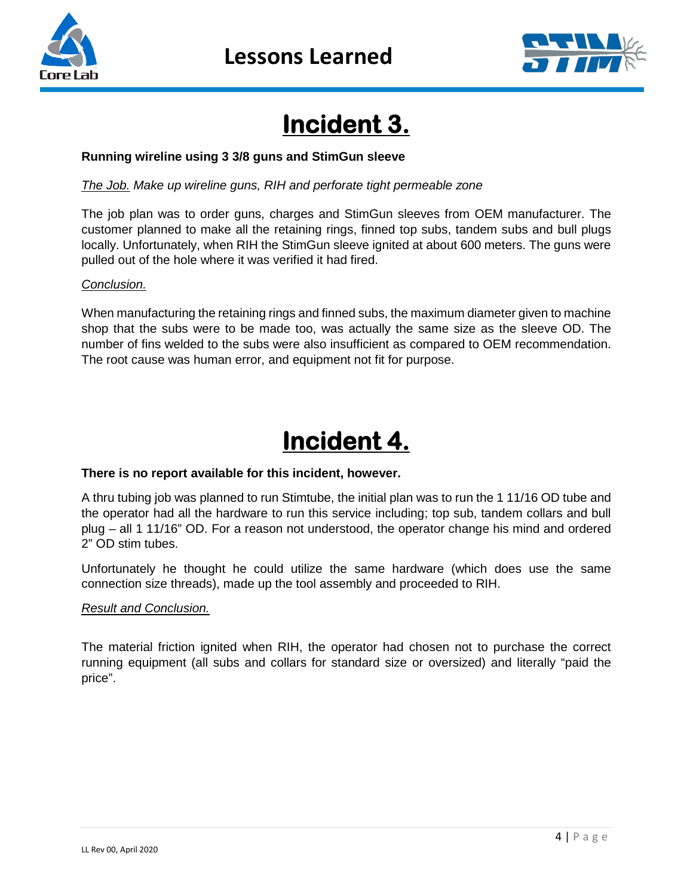# Incident 3.

**Running wireline using 3 3/8 guns and StimGun sleeve**

*The Job. Make up wireline guns, RIH and perforate tight permeable zone*

The job plan was to order guns, charges and StimGun sleeves from OEM manufacturer. The customer planned to make all the retaining rings, finned top subs, tandem subs and bull plugs locally. Unfortunately, when RIH the StimGun sleeve ignited at about 600 meters. The guns were pulled out of the hole where it was verified it had fired.

*Conclusion.*

When manufacturing the retaining rings and finned subs, the maximum diameter given to machine shop that the subs were to be made too, was actually the same size as the sleeve OD. The number of fins welded to the subs were also insufficient as compared to OEM recommendation. The root cause was human error, and equipment not fit for purpose.

# Incident 4.

**There is no report available for this incident, however.**

A thru tubing job was planned to run Stimtube, the initial plan was to run the 1 11/16 OD tube and the operator had all the hardware to run this service including; top sub, tandem collars and bull plug – all 1 11/16" OD. For a reason not understood, the operator change his mind and ordered 2" OD stim tubes.

Unfortunately he thought he could utilize the same hardware (which does use the same connection size threads), made up the tool assembly and proceeded to RIH.

*Result and Conclusion.*

The material friction ignited when RIH, the operator had chosen not to purchase the correct running equipment (all subs and collars for standard size or oversized) and literally "paid the price".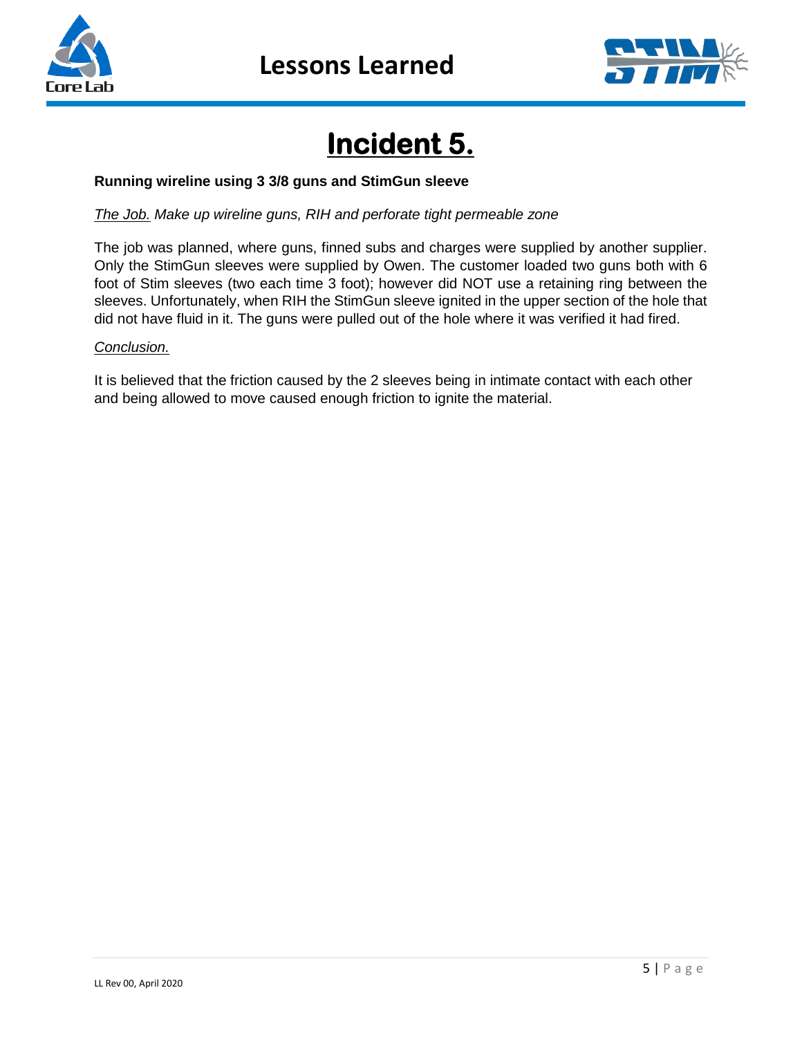# Incident 5.

**Running wireline using 3 3/8 guns and StimGun sleeve**

*The Job. Make up wireline guns, RIH and perforate tight permeable zone*

The job was planned, where guns, finned subs and charges were supplied by another supplier. Only the StimGun sleeves were supplied by Owen. The customer loaded two guns both with 6 foot of Stim sleeves (two each time 3 foot); however did NOT use a retaining ring between the sleeves. Unfortunately, when RIH the StimGun sleeve ignited in the upper section of the hole that did not have fluid in it. The guns were pulled out of the hole where it was verified it had fired.

*Conclusion.*

It is believed that the friction caused by the 2 sleeves being in intimate contact with each other and being allowed to move caused enough friction to ignite the material.